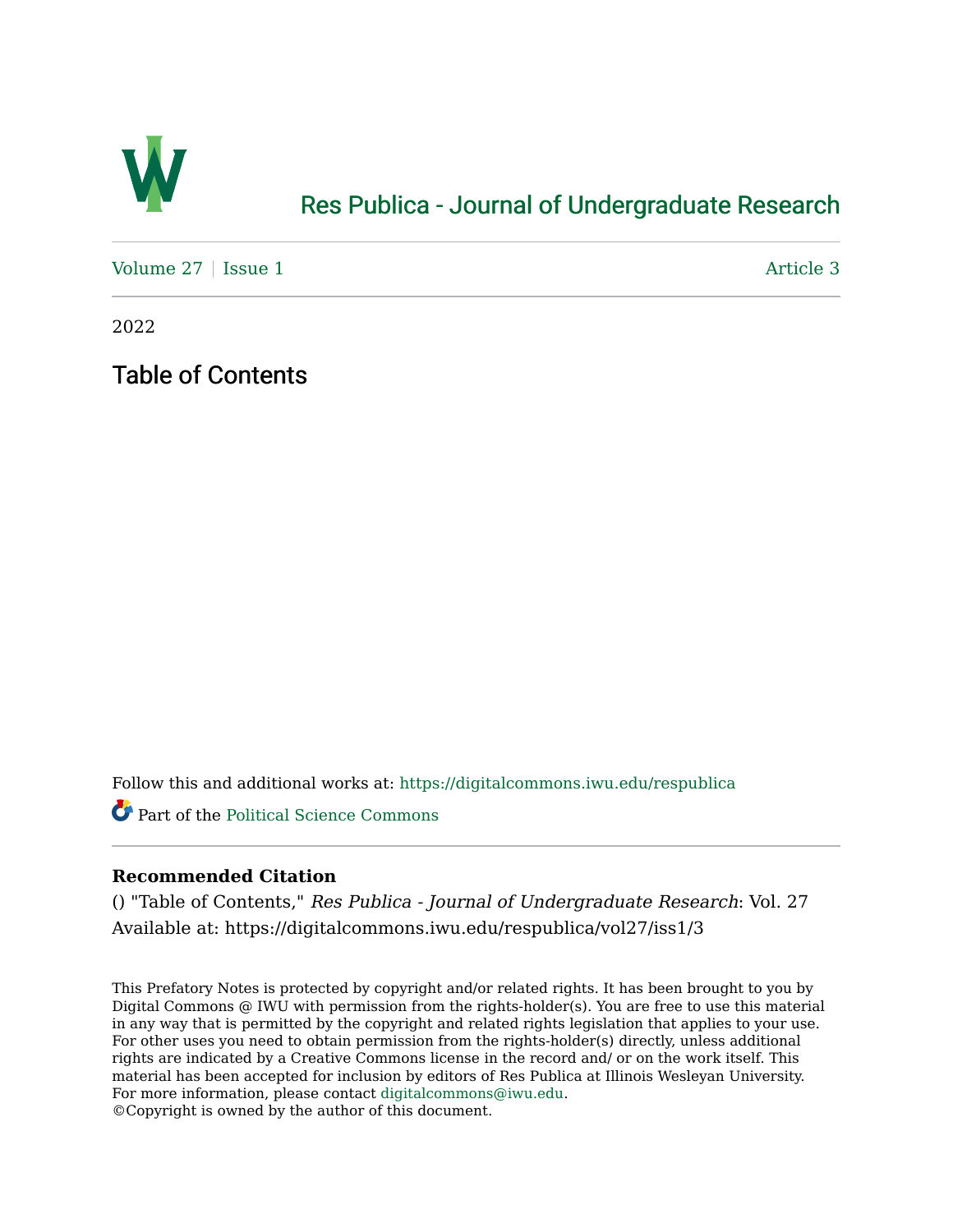# Res Publica - Journal of Undergraduate Research

Volume 27 | Issue 1 Article 3

2022

## Table of Contents

Follow this and additional works at: https://digitalcommons.iwu.edu/respublica

Part of the Political Science Commons

---

**Recommended Citation**

() "Table of Contents," *Res Publica - Journal of Undergraduate Research*: Vol. 27
Available at: https://digitalcommons.iwu.edu/respublica/vol27/iss1/3

This Prefatory Notes is protected by copyright and/or related rights. It has been brought to you by Digital Commons @ IWU with permission from the rights-holder(s). You are free to use this material in any way that is permitted by the copyright and related rights legislation that applies to your use. For other uses you need to obtain permission from the rights-holder(s) directly, unless additional rights are indicated by a Creative Commons license in the record and/ or on the work itself. This material has been accepted for inclusion by editors of Res Publica at Illinois Wesleyan University. For more information, please contact digitalcommons@iwu.edu.
©Copyright is owned by the author of this document.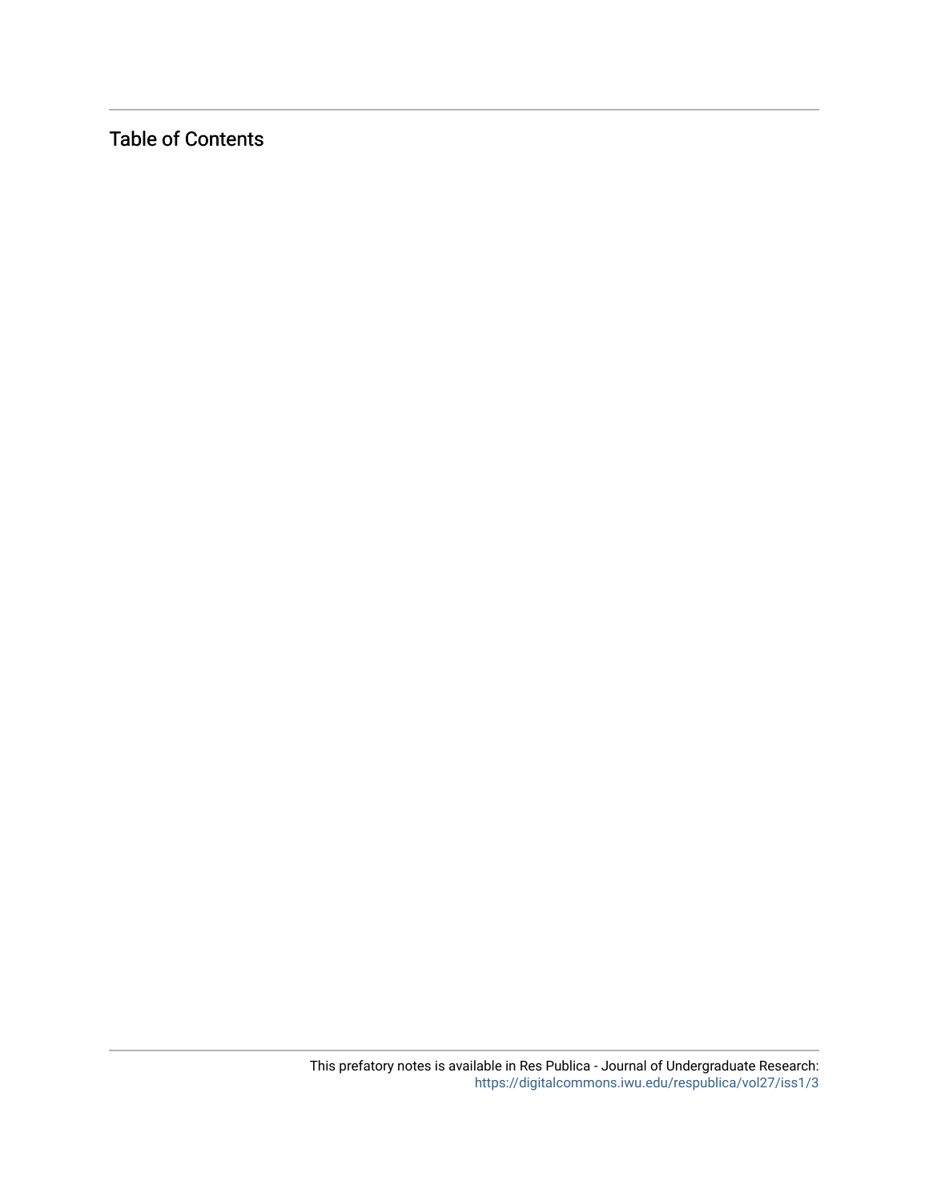## Table of Contents

This prefatory notes is available in Res Publica - Journal of Undergraduate Research: https://digitalcommons.iwu.edu/respublica/vol27/iss1/3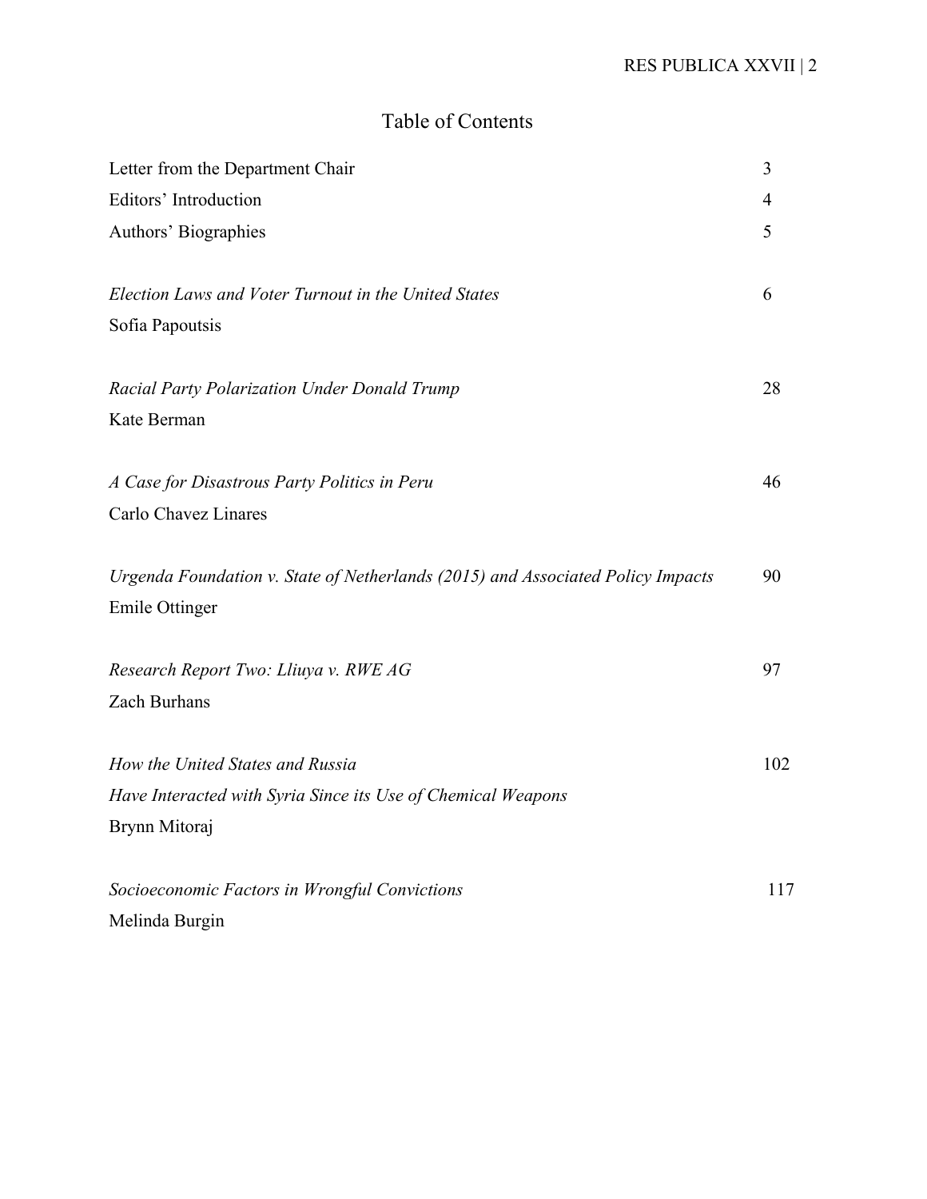# Table of Contents

| | |
|---|---|
| Letter from the Department Chair | 3 |
| Editors' Introduction | 4 |
| Authors' Biographies | 5 |
| *Election Laws and Voter Turnout in the United States*<br>Sofia Papoutsis | 6 |
| *Racial Party Polarization Under Donald Trump*<br>Kate Berman | 28 |
| *A Case for Disastrous Party Politics in Peru*<br>Carlo Chavez Linares | 46 |
| *Urgenda Foundation v. State of Netherlands (2015) and Associated Policy Impacts*<br>Emile Ottinger | 90 |
| *Research Report Two: Lliuya v. RWE AG*<br>Zach Burhans | 97 |
| *How the United States and Russia Have Interacted with Syria Since its Use of Chemical Weapons*<br>Brynn Mitoraj | 102 |
| *Socioeconomic Factors in Wrongful Convictions*<br>Melinda Burgin | 117 |